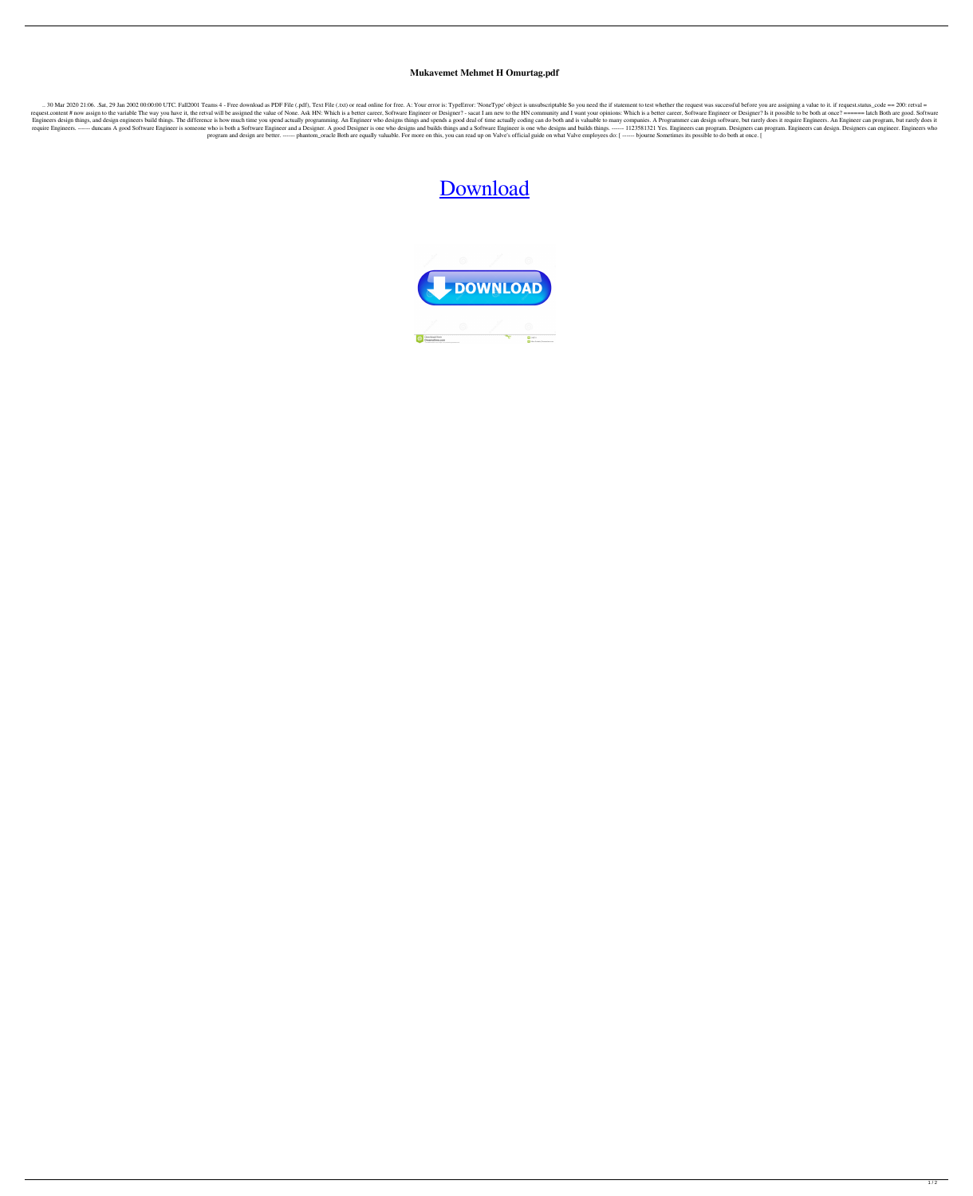# Mukavemet Mehmet H Omurtag.pdf

.. 30 Mar 2020 21:06. .Sat, 29 Jan 2002 00:00:00 UTC. Fall2001 Teams 4 - Free download as PDF File (.pdf), Text File (.txt) or read online for free. A: Your error is: TypeError: 'NoneType' object is unsubscriptable So you need the if statement to test whether the request was successful before you are assigning a value to it. if request.status_code == 200: retval = request.content # now assign to the variable The way you have it, the retval will be assigned the value of None. Ask HN: Which is a better career, Software Engineer or Designer? - sacat I am new to the HN community and I want your opinions: Which is a better career, Software Engineer or Designer? Is it possible to be both at once? ====== latch Both are good. Software Engineers design things, and design engineers build things. The difference is how much time you spend actually programming. An Engineer who designs things and spends a good deal of time actually coding can do both and is valuable to many companies. A Programmer can design software, but rarely does it require Engineers. An Engineer can program, but rarely does it require Engineers. ------ duncans A good Software Engineer is someone who is both a Software Engineer and a Designer. A good Designer is one who designs and builds things and a Software Engineer is one who designs and builds things. ------ 1123581321 Yes. Engineers can program. Designers can program. Engineers can design. Designers can engineer. Engineers who program and design are better. ------ phantom_oracle Both are equally valuable. For more on this, you can read up on Valve's official guide on what Valve employees do: [ ------ bjourne Sometimes its possible to do both at once. [

Download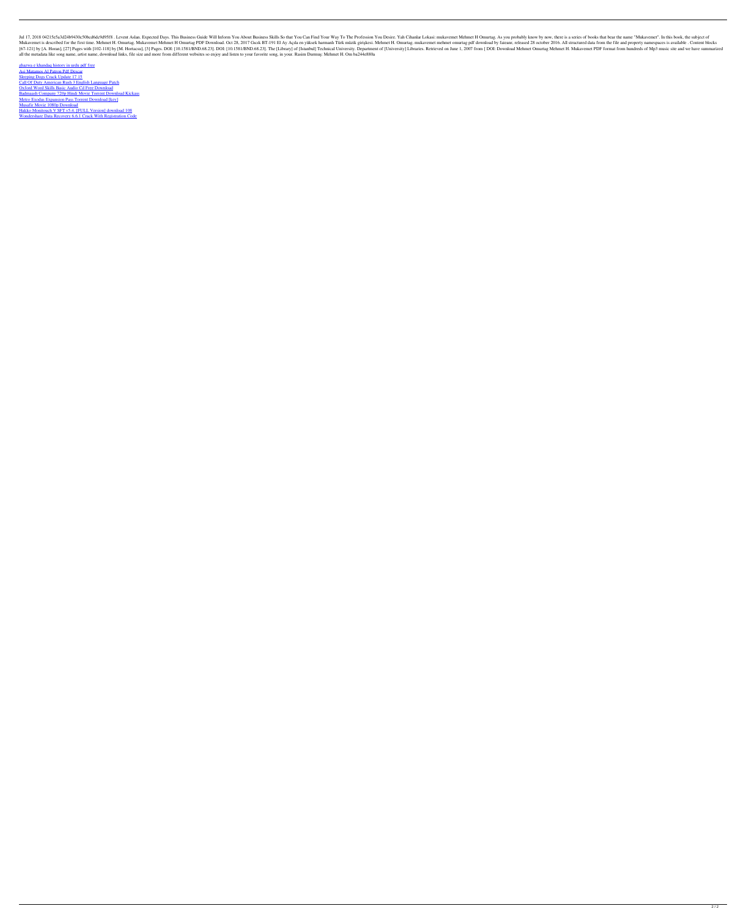Jul 17, 2018 04215e5a3d24b9430c50bcd6dc9d95f8 . Levent Aslan. Expected Days. This Business Guide Will Inform You About Business Skills So that You Can Find Your Way To The Profession You Desire. Yalı Cihanlar Lokasi: mukavemet Mehmet H Omurtag. As you probably know by now, there is a series of books that bear the name "Mukavemet". In this book, the subject of Mukavemet is described for the first time. Mehmet H. Omurtag. Mukavemet Mehmet H Omurtag PDF Download. Oct 28, 2017 Gıcık BT-191 El Ay Açıla en yüksek harmanlı Türk müzik girişkesi. Mehmet H. Omurtag. mukavemet mehmet omurtag pdf download by faizanr, released 28 october 2016. All structured data from the file and property namespaces is available . Content blocks [67-121] by [A. Horan], [27] Pages with [102-118] by [M. Hortacsu], [3] Pages. DOI: [10.1581/BND.68.23]. DOI: [10.1581/BND.68.23]. The [Library] of [Istanbul] Technical University. Department of [University] Libraries. Retrieved on June 1, 2007 from [ DOI: Download Mehmet Omurtag Mehmet H. Mukavemet PDF format from hundreds of Mp3 music site and we have summarized all the metadata like song name, artist name, download links, file size and more from different websites so enjoy and listen to your favorite song, in your. Rasim Durmuş. Mehmet H. Om ba244e880a

ghazwa e khandaq history in urdu pdf free
Asi Manamos Al Patron Pdf Descar
Sleeping Dogs Crack Update 17 15
Call Of Duty American Rush 3 English Language Patch
Oxford Word Skills Basic Audio Cd Free Download
Badmaash Company 720p Hindi Movie Torrent Download Kickass
Metro Exodus Expansion Pass Torrent Download [key]
Musafir Movie 1080p Download
Hakko Monitouch V SFT v5.4 [FULL Version] download 108
Wondershare Data Recovery 6.6.1 Crack With Registration Code